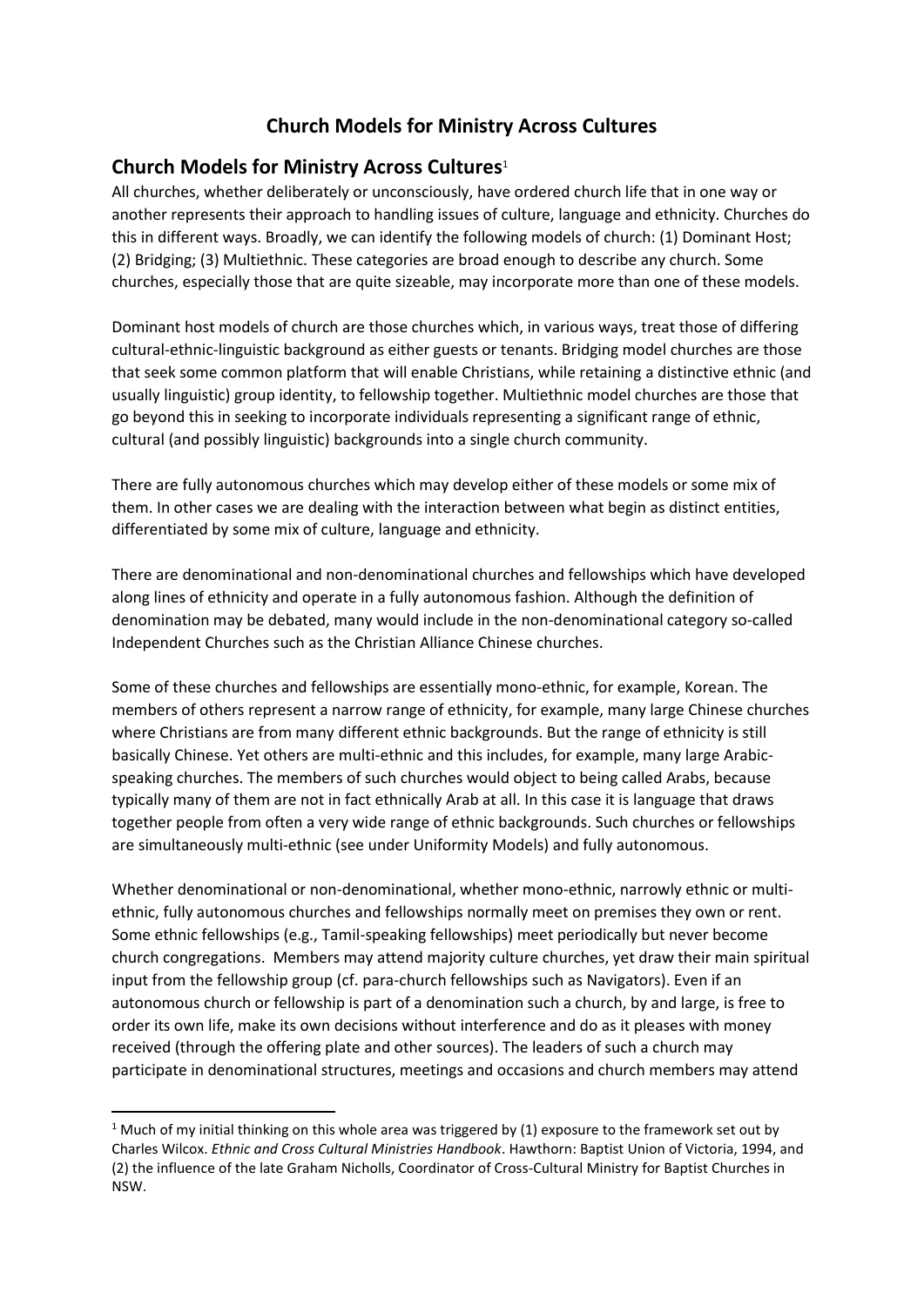# Church Models for Ministry Across Cultures

## Church Models for Ministry Across Cultures[1]

All churches, whether deliberately or unconsciously, have ordered church life that in one way or another represents their approach to handling issues of culture, language and ethnicity. Churches do this in different ways. Broadly, we can identify the following models of church: (1) Dominant Host; (2) Bridging; (3) Multiethnic. These categories are broad enough to describe any church. Some churches, especially those that are quite sizeable, may incorporate more than one of these models.

Dominant host models of church are those churches which, in various ways, treat those of differing cultural-ethnic-linguistic background as either guests or tenants. Bridging model churches are those that seek some common platform that will enable Christians, while retaining a distinctive ethnic (and usually linguistic) group identity, to fellowship together. Multiethnic model churches are those that go beyond this in seeking to incorporate individuals representing a significant range of ethnic, cultural (and possibly linguistic) backgrounds into a single church community.

There are fully autonomous churches which may develop either of these models or some mix of them. In other cases we are dealing with the interaction between what begin as distinct entities, differentiated by some mix of culture, language and ethnicity.

There are denominational and non-denominational churches and fellowships which have developed along lines of ethnicity and operate in a fully autonomous fashion. Although the definition of denomination may be debated, many would include in the non-denominational category so-called Independent Churches such as the Christian Alliance Chinese churches.

Some of these churches and fellowships are essentially mono-ethnic, for example, Korean. The members of others represent a narrow range of ethnicity, for example, many large Chinese churches where Christians are from many different ethnic backgrounds. But the range of ethnicity is still basically Chinese. Yet others are multi-ethnic and this includes, for example, many large Arabic-speaking churches. The members of such churches would object to being called Arabs, because typically many of them are not in fact ethnically Arab at all. In this case it is language that draws together people from often a very wide range of ethnic backgrounds. Such churches or fellowships are simultaneously multi-ethnic (see under Uniformity Models) and fully autonomous.

Whether denominational or non-denominational, whether mono-ethnic, narrowly ethnic or multi-ethnic, fully autonomous churches and fellowships normally meet on premises they own or rent. Some ethnic fellowships (e.g., Tamil-speaking fellowships) meet periodically but never become church congregations. Members may attend majority culture churches, yet draw their main spiritual input from the fellowship group (cf. para-church fellowships such as Navigators). Even if an autonomous church or fellowship is part of a denomination such a church, by and large, is free to order its own life, make its own decisions without interference and do as it pleases with money received (through the offering plate and other sources). The leaders of such a church may participate in denominational structures, meetings and occasions and church members may attend

---

[1] Much of my initial thinking on this whole area was triggered by (1) exposure to the framework set out by Charles Wilcox. *Ethnic and Cross Cultural Ministries Handbook*. Hawthorn: Baptist Union of Victoria, 1994, and (2) the influence of the late Graham Nicholls, Coordinator of Cross-Cultural Ministry for Baptist Churches in NSW.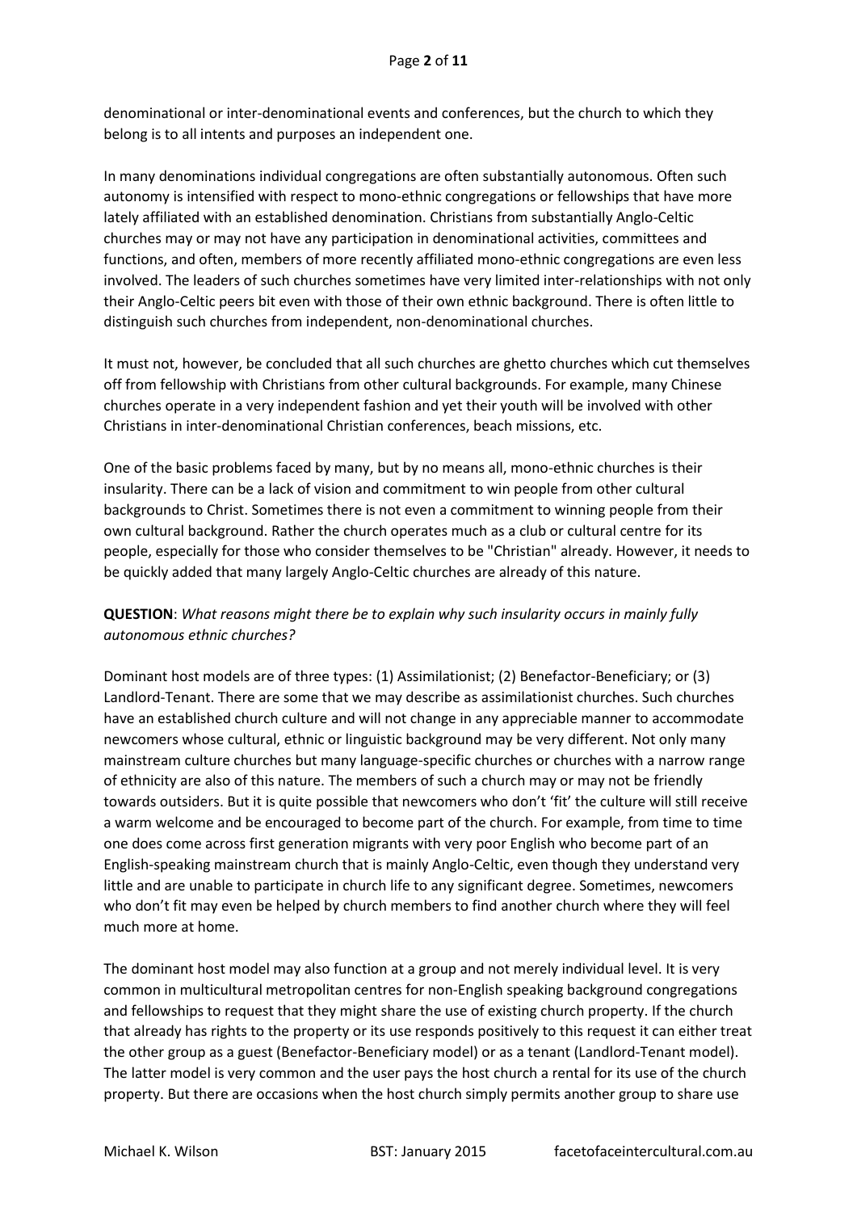denominational or inter-denominational events and conferences, but the church to which they belong is to all intents and purposes an independent one.

In many denominations individual congregations are often substantially autonomous. Often such autonomy is intensified with respect to mono-ethnic congregations or fellowships that have more lately affiliated with an established denomination. Christians from substantially Anglo-Celtic churches may or may not have any participation in denominational activities, committees and functions, and often, members of more recently affiliated mono-ethnic congregations are even less involved. The leaders of such churches sometimes have very limited inter-relationships with not only their Anglo-Celtic peers bit even with those of their own ethnic background. There is often little to distinguish such churches from independent, non-denominational churches.

It must not, however, be concluded that all such churches are ghetto churches which cut themselves off from fellowship with Christians from other cultural backgrounds. For example, many Chinese churches operate in a very independent fashion and yet their youth will be involved with other Christians in inter-denominational Christian conferences, beach missions, etc.

One of the basic problems faced by many, but by no means all, mono-ethnic churches is their insularity. There can be a lack of vision and commitment to win people from other cultural backgrounds to Christ. Sometimes there is not even a commitment to winning people from their own cultural background. Rather the church operates much as a club or cultural centre for its people, especially for those who consider themselves to be "Christian" already. However, it needs to be quickly added that many largely Anglo-Celtic churches are already of this nature.

**QUESTION**: *What reasons might there be to explain why such insularity occurs in mainly fully autonomous ethnic churches?*

Dominant host models are of three types: (1) Assimilationist; (2) Benefactor-Beneficiary; or (3) Landlord-Tenant. There are some that we may describe as assimilationist churches. Such churches have an established church culture and will not change in any appreciable manner to accommodate newcomers whose cultural, ethnic or linguistic background may be very different. Not only many mainstream culture churches but many language-specific churches or churches with a narrow range of ethnicity are also of this nature. The members of such a church may or may not be friendly towards outsiders. But it is quite possible that newcomers who don't 'fit' the culture will still receive a warm welcome and be encouraged to become part of the church. For example, from time to time one does come across first generation migrants with very poor English who become part of an English-speaking mainstream church that is mainly Anglo-Celtic, even though they understand very little and are unable to participate in church life to any significant degree. Sometimes, newcomers who don't fit may even be helped by church members to find another church where they will feel much more at home.

The dominant host model may also function at a group and not merely individual level. It is very common in multicultural metropolitan centres for non-English speaking background congregations and fellowships to request that they might share the use of existing church property. If the church that already has rights to the property or its use responds positively to this request it can either treat the other group as a guest (Benefactor-Beneficiary model) or as a tenant (Landlord-Tenant model). The latter model is very common and the user pays the host church a rental for its use of the church property. But there are occasions when the host church simply permits another group to share use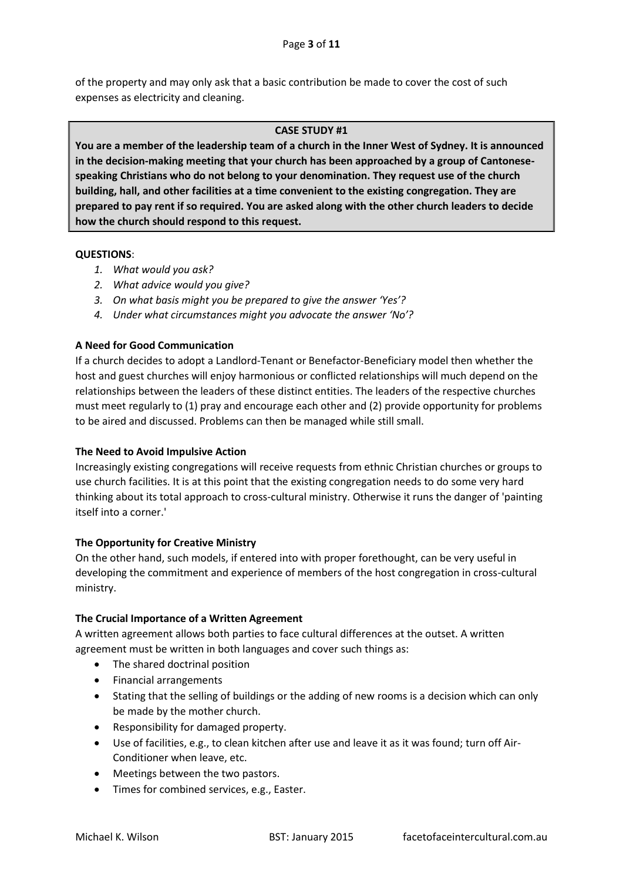of the property and may only ask that a basic contribution be made to cover the cost of such expenses as electricity and cleaning.

> **CASE STUDY #1**
>
> **You are a member of the leadership team of a church in the Inner West of Sydney. It is announced in the decision-making meeting that your church has been approached by a group of Cantonese-speaking Christians who do not belong to your denomination. They request use of the church building, hall, and other facilities at a time convenient to the existing congregation. They are prepared to pay rent if so required. You are asked along with the other church leaders to decide how the church should respond to this request.**

**QUESTIONS**:

1. *What would you ask?*
2. *What advice would you give?*
3. *On what basis might you be prepared to give the answer 'Yes'?*
4. *Under what circumstances might you advocate the answer 'No'?*

**A Need for Good Communication**

If a church decides to adopt a Landlord-Tenant or Benefactor-Beneficiary model then whether the host and guest churches will enjoy harmonious or conflicted relationships will much depend on the relationships between the leaders of these distinct entities. The leaders of the respective churches must meet regularly to (1) pray and encourage each other and (2) provide opportunity for problems to be aired and discussed. Problems can then be managed while still small.

**The Need to Avoid Impulsive Action**

Increasingly existing congregations will receive requests from ethnic Christian churches or groups to use church facilities. It is at this point that the existing congregation needs to do some very hard thinking about its total approach to cross-cultural ministry. Otherwise it runs the danger of 'painting itself into a corner.'

**The Opportunity for Creative Ministry**

On the other hand, such models, if entered into with proper forethought, can be very useful in developing the commitment and experience of members of the host congregation in cross-cultural ministry.

**The Crucial Importance of a Written Agreement**

A written agreement allows both parties to face cultural differences at the outset. A written agreement must be written in both languages and cover such things as:

- The shared doctrinal position
- Financial arrangements
- Stating that the selling of buildings or the adding of new rooms is a decision which can only be made by the mother church.
- Responsibility for damaged property.
- Use of facilities, e.g., to clean kitchen after use and leave it as it was found; turn off Air-Conditioner when leave, etc.
- Meetings between the two pastors.
- Times for combined services, e.g., Easter.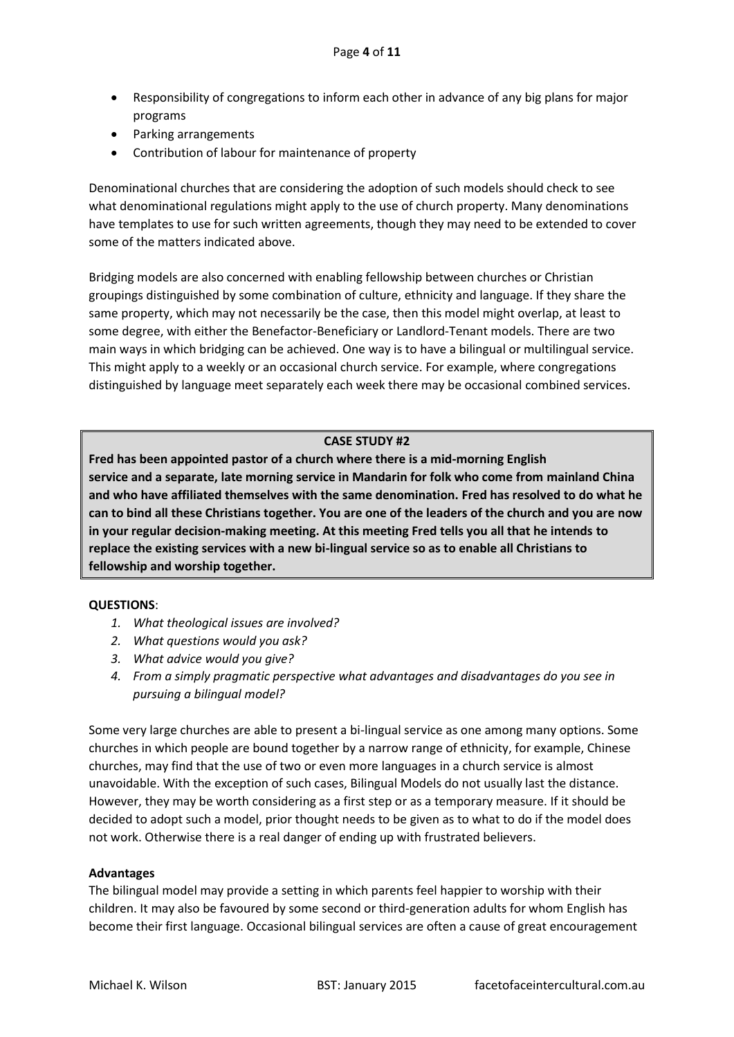- Responsibility of congregations to inform each other in advance of any big plans for major programs
- Parking arrangements
- Contribution of labour for maintenance of property

Denominational churches that are considering the adoption of such models should check to see what denominational regulations might apply to the use of church property. Many denominations have templates to use for such written agreements, though they may need to be extended to cover some of the matters indicated above.

Bridging models are also concerned with enabling fellowship between churches or Christian groupings distinguished by some combination of culture, ethnicity and language. If they share the same property, which may not necessarily be the case, then this model might overlap, at least to some degree, with either the Benefactor-Beneficiary or Landlord-Tenant models. There are two main ways in which bridging can be achieved. One way is to have a bilingual or multilingual service. This might apply to a weekly or an occasional church service. For example, where congregations distinguished by language meet separately each week there may be occasional combined services.

**CASE STUDY #2**

**Fred has been appointed pastor of a church where there is a mid-morning English service and a separate, late morning service in Mandarin for folk who come from mainland China and who have affiliated themselves with the same denomination. Fred has resolved to do what he can to bind all these Christians together. You are one of the leaders of the church and you are now in your regular decision-making meeting. At this meeting Fred tells you all that he intends to replace the existing services with a new bi-lingual service so as to enable all Christians to fellowship and worship together.**

**QUESTIONS**:

1. *What theological issues are involved?*
2. *What questions would you ask?*
3. *What advice would you give?*
4. *From a simply pragmatic perspective what advantages and disadvantages do you see in pursuing a bilingual model?*

Some very large churches are able to present a bi-lingual service as one among many options. Some churches in which people are bound together by a narrow range of ethnicity, for example, Chinese churches, may find that the use of two or even more languages in a church service is almost unavoidable. With the exception of such cases, Bilingual Models do not usually last the distance. However, they may be worth considering as a first step or as a temporary measure. If it should be decided to adopt such a model, prior thought needs to be given as to what to do if the model does not work. Otherwise there is a real danger of ending up with frustrated believers.

**Advantages**

The bilingual model may provide a setting in which parents feel happier to worship with their children. It may also be favoured by some second or third-generation adults for whom English has become their first language. Occasional bilingual services are often a cause of great encouragement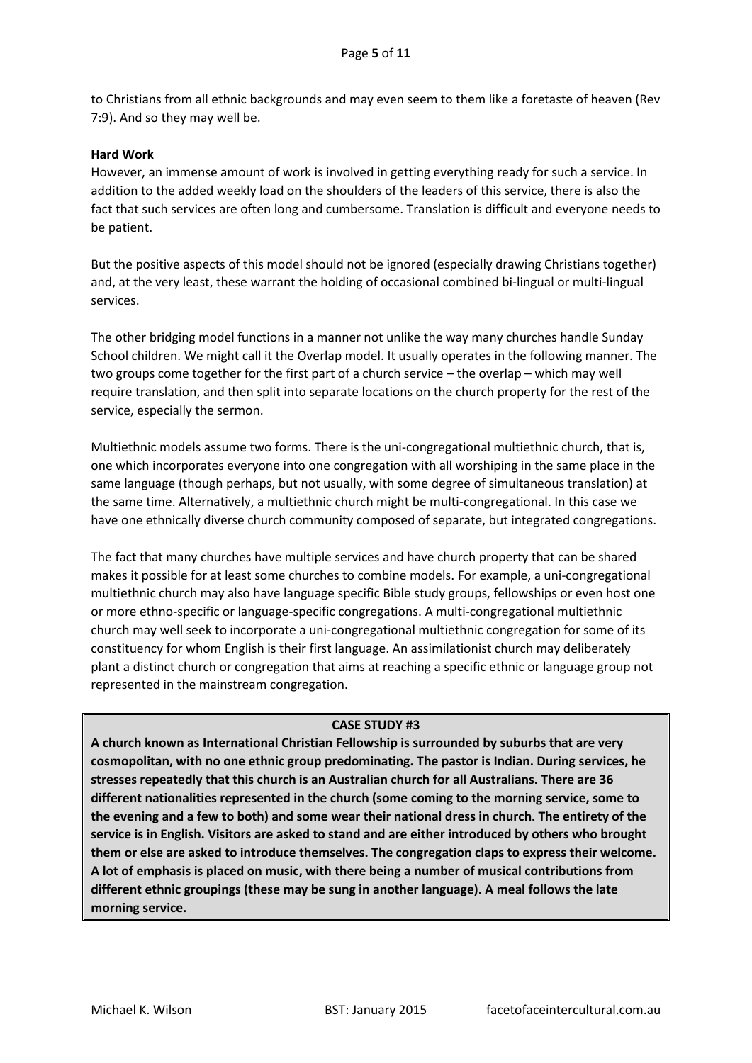to Christians from all ethnic backgrounds and may even seem to them like a foretaste of heaven (Rev 7:9). And so they may well be.

**Hard Work**

However, an immense amount of work is involved in getting everything ready for such a service. In addition to the added weekly load on the shoulders of the leaders of this service, there is also the fact that such services are often long and cumbersome. Translation is difficult and everyone needs to be patient.

But the positive aspects of this model should not be ignored (especially drawing Christians together) and, at the very least, these warrant the holding of occasional combined bi-lingual or multi-lingual services.

The other bridging model functions in a manner not unlike the way many churches handle Sunday School children. We might call it the Overlap model. It usually operates in the following manner. The two groups come together for the first part of a church service – the overlap – which may well require translation, and then split into separate locations on the church property for the rest of the service, especially the sermon.

Multiethnic models assume two forms. There is the uni-congregational multiethnic church, that is, one which incorporates everyone into one congregation with all worshiping in the same place in the same language (though perhaps, but not usually, with some degree of simultaneous translation) at the same time. Alternatively, a multiethnic church might be multi-congregational. In this case we have one ethnically diverse church community composed of separate, but integrated congregations.

The fact that many churches have multiple services and have church property that can be shared makes it possible for at least some churches to combine models. For example, a uni-congregational multiethnic church may also have language specific Bible study groups, fellowships or even host one or more ethno-specific or language-specific congregations. A multi-congregational multiethnic church may well seek to incorporate a uni-congregational multiethnic congregation for some of its constituency for whom English is their first language. An assimilationist church may deliberately plant a distinct church or congregation that aims at reaching a specific ethnic or language group not represented in the mainstream congregation.

**CASE STUDY #3**

**A church known as International Christian Fellowship is surrounded by suburbs that are very cosmopolitan, with no one ethnic group predominating. The pastor is Indian. During services, he stresses repeatedly that this church is an Australian church for all Australians. There are 36 different nationalities represented in the church (some coming to the morning service, some to the evening and a few to both) and some wear their national dress in church. The entirety of the service is in English. Visitors are asked to stand and are either introduced by others who brought them or else are asked to introduce themselves. The congregation claps to express their welcome. A lot of emphasis is placed on music, with there being a number of musical contributions from different ethnic groupings (these may be sung in another language). A meal follows the late morning service.**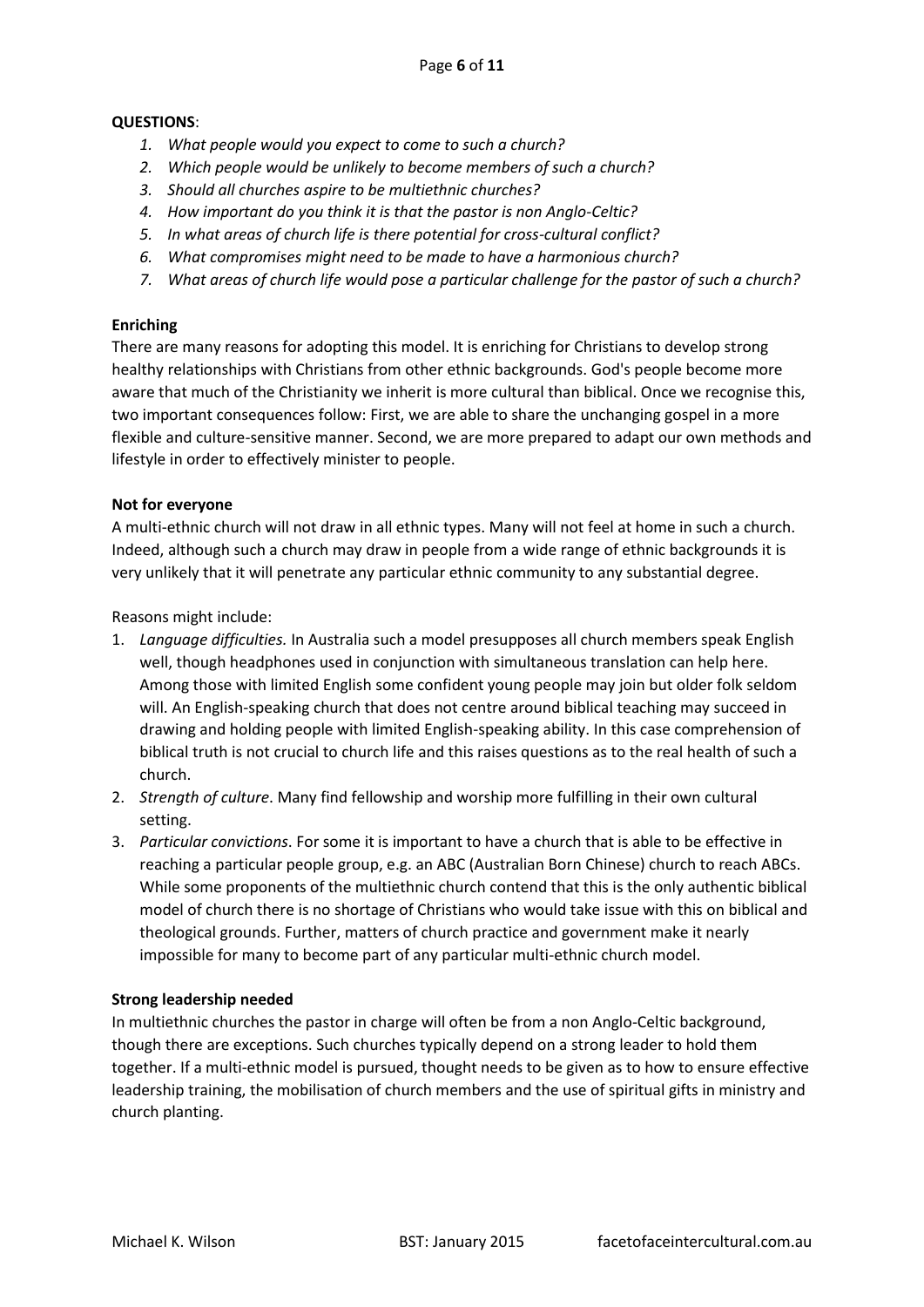**QUESTIONS**:

1. *What people would you expect to come to such a church?*
2. *Which people would be unlikely to become members of such a church?*
3. *Should all churches aspire to be multiethnic churches?*
4. *How important do you think it is that the pastor is non Anglo-Celtic?*
5. *In what areas of church life is there potential for cross-cultural conflict?*
6. *What compromises might need to be made to have a harmonious church?*
7. *What areas of church life would pose a particular challenge for the pastor of such a church?*

**Enriching**

There are many reasons for adopting this model. It is enriching for Christians to develop strong healthy relationships with Christians from other ethnic backgrounds. God's people become more aware that much of the Christianity we inherit is more cultural than biblical. Once we recognise this, two important consequences follow: First, we are able to share the unchanging gospel in a more flexible and culture-sensitive manner. Second, we are more prepared to adapt our own methods and lifestyle in order to effectively minister to people.

**Not for everyone**

A multi-ethnic church will not draw in all ethnic types. Many will not feel at home in such a church. Indeed, although such a church may draw in people from a wide range of ethnic backgrounds it is very unlikely that it will penetrate any particular ethnic community to any substantial degree.

Reasons might include:

1. *Language difficulties.* In Australia such a model presupposes all church members speak English well, though headphones used in conjunction with simultaneous translation can help here. Among those with limited English some confident young people may join but older folk seldom will. An English-speaking church that does not centre around biblical teaching may succeed in drawing and holding people with limited English-speaking ability. In this case comprehension of biblical truth is not crucial to church life and this raises questions as to the real health of such a church.
2. *Strength of culture*. Many find fellowship and worship more fulfilling in their own cultural setting.
3. *Particular convictions*. For some it is important to have a church that is able to be effective in reaching a particular people group, e.g. an ABC (Australian Born Chinese) church to reach ABCs. While some proponents of the multiethnic church contend that this is the only authentic biblical model of church there is no shortage of Christians who would take issue with this on biblical and theological grounds. Further, matters of church practice and government make it nearly impossible for many to become part of any particular multi-ethnic church model.

**Strong leadership needed**

In multiethnic churches the pastor in charge will often be from a non Anglo-Celtic background, though there are exceptions. Such churches typically depend on a strong leader to hold them together. If a multi-ethnic model is pursued, thought needs to be given as to how to ensure effective leadership training, the mobilisation of church members and the use of spiritual gifts in ministry and church planting.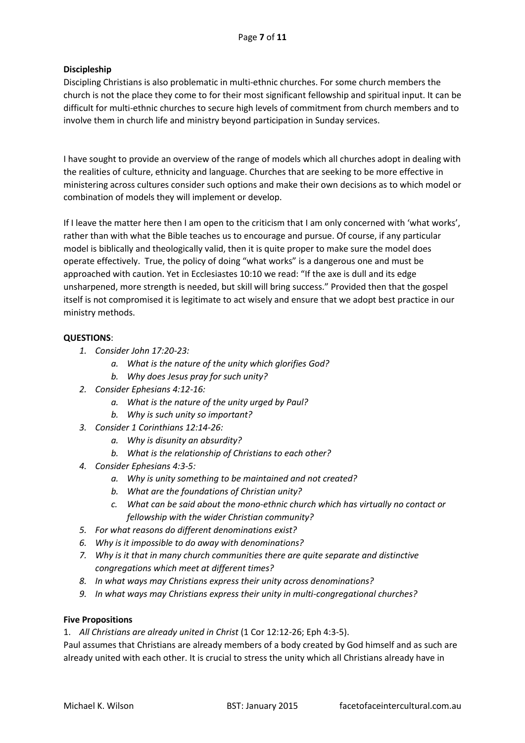**Discipleship**

Discipling Christians is also problematic in multi-ethnic churches. For some church members the church is not the place they come to for their most significant fellowship and spiritual input. It can be difficult for multi-ethnic churches to secure high levels of commitment from church members and to involve them in church life and ministry beyond participation in Sunday services.

I have sought to provide an overview of the range of models which all churches adopt in dealing with the realities of culture, ethnicity and language. Churches that are seeking to be more effective in ministering across cultures consider such options and make their own decisions as to which model or combination of models they will implement or develop.

If I leave the matter here then I am open to the criticism that I am only concerned with 'what works', rather than with what the Bible teaches us to encourage and pursue. Of course, if any particular model is biblically and theologically valid, then it is quite proper to make sure the model does operate effectively. True, the policy of doing "what works" is a dangerous one and must be approached with caution. Yet in Ecclesiastes 10:10 we read: "If the axe is dull and its edge unsharpened, more strength is needed, but skill will bring success." Provided then that the gospel itself is not compromised it is legitimate to act wisely and ensure that we adopt best practice in our ministry methods.

**QUESTIONS**:

1. *Consider John 17:20-23:*
    a. *What is the nature of the unity which glorifies God?*
    b. *Why does Jesus pray for such unity?*
2. *Consider Ephesians 4:12-16:*
    a. *What is the nature of the unity urged by Paul?*
    b. *Why is such unity so important?*
3. *Consider 1 Corinthians 12:14-26:*
    a. *Why is disunity an absurdity?*
    b. *What is the relationship of Christians to each other?*
4. *Consider Ephesians 4:3-5:*
    a. *Why is unity something to be maintained and not created?*
    b. *What are the foundations of Christian unity?*
    c. *What can be said about the mono-ethnic church which has virtually no contact or fellowship with the wider Christian community?*
5. *For what reasons do different denominations exist?*
6. *Why is it impossible to do away with denominations?*
7. *Why is it that in many church communities there are quite separate and distinctive congregations which meet at different times?*
8. *In what ways may Christians express their unity across denominations?*
9. *In what ways may Christians express their unity in multi-congregational churches?*

**Five Propositions**

1. *All Christians are already united in Christ* (1 Cor 12:12-26; Eph 4:3-5).

Paul assumes that Christians are already members of a body created by God himself and as such are already united with each other. It is crucial to stress the unity which all Christians already have in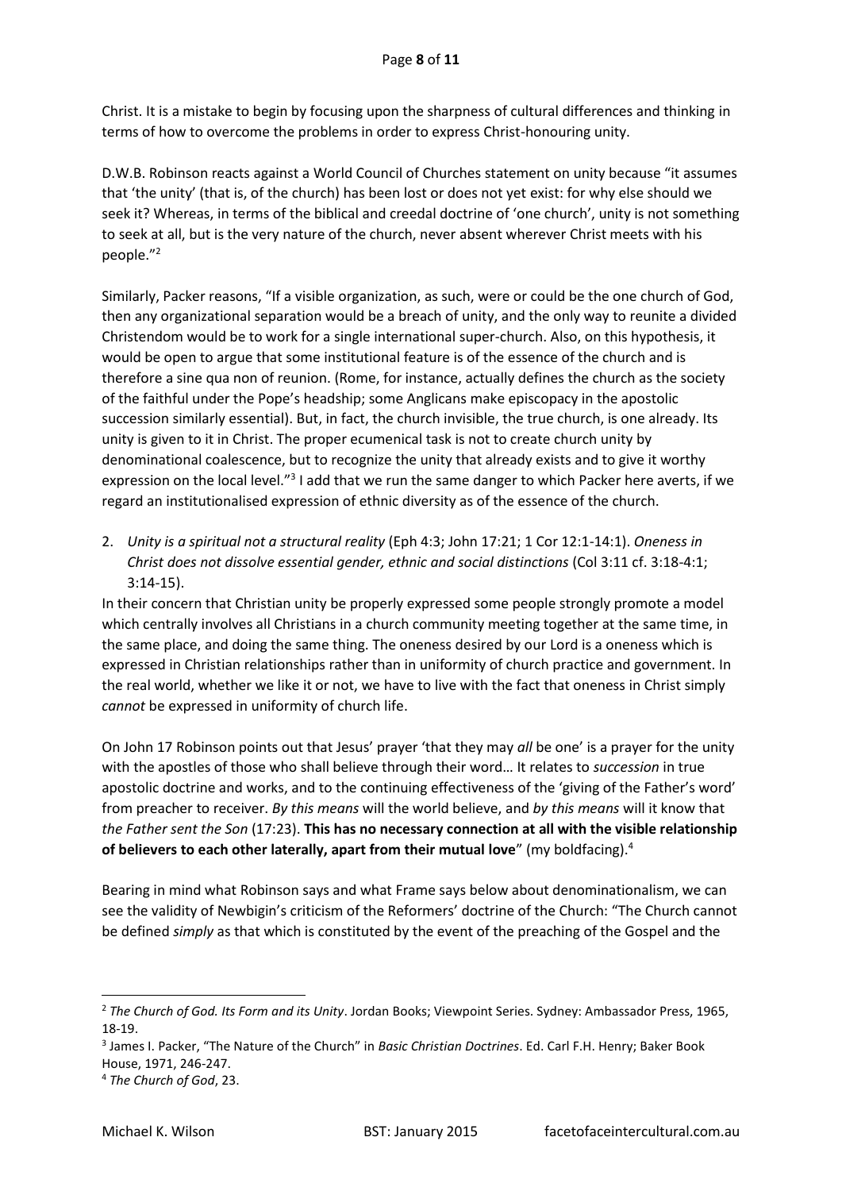Christ. It is a mistake to begin by focusing upon the sharpness of cultural differences and thinking in terms of how to overcome the problems in order to express Christ-honouring unity.

D.W.B. Robinson reacts against a World Council of Churches statement on unity because "it assumes that 'the unity' (that is, of the church) has been lost or does not yet exist: for why else should we seek it? Whereas, in terms of the biblical and creedal doctrine of 'one church', unity is not something to seek at all, but is the very nature of the church, never absent wherever Christ meets with his people."[2]

Similarly, Packer reasons, "If a visible organization, as such, were or could be the one church of God, then any organizational separation would be a breach of unity, and the only way to reunite a divided Christendom would be to work for a single international super-church. Also, on this hypothesis, it would be open to argue that some institutional feature is of the essence of the church and is therefore a sine qua non of reunion. (Rome, for instance, actually defines the church as the society of the faithful under the Pope's headship; some Anglicans make episcopacy in the apostolic succession similarly essential). But, in fact, the church invisible, the true church, is one already. Its unity is given to it in Christ. The proper ecumenical task is not to create church unity by denominational coalescence, but to recognize the unity that already exists and to give it worthy expression on the local level."[3] I add that we run the same danger to which Packer here averts, if we regard an institutionalised expression of ethnic diversity as of the essence of the church.

2. *Unity is a spiritual not a structural reality* (Eph 4:3; John 17:21; 1 Cor 12:1-14:1). *Oneness in Christ does not dissolve essential gender, ethnic and social distinctions* (Col 3:11 cf. 3:18-4:1; 3:14-15).

In their concern that Christian unity be properly expressed some people strongly promote a model which centrally involves all Christians in a church community meeting together at the same time, in the same place, and doing the same thing. The oneness desired by our Lord is a oneness which is expressed in Christian relationships rather than in uniformity of church practice and government. In the real world, whether we like it or not, we have to live with the fact that oneness in Christ simply *cannot* be expressed in uniformity of church life.

On John 17 Robinson points out that Jesus' prayer 'that they may *all* be one' is a prayer for the unity with the apostles of those who shall believe through their word… It relates to *succession* in true apostolic doctrine and works, and to the continuing effectiveness of the 'giving of the Father's word' from preacher to receiver. *By this means* will the world believe, and *by this means* will it know that *the Father sent the Son* (17:23). **This has no necessary connection at all with the visible relationship of believers to each other laterally, apart from their mutual love**" (my boldfacing).[4]

Bearing in mind what Robinson says and what Frame says below about denominationalism, we can see the validity of Newbigin's criticism of the Reformers' doctrine of the Church: "The Church cannot be defined *simply* as that which is constituted by the event of the preaching of the Gospel and the

---

[2] *The Church of God. Its Form and its Unity*. Jordan Books; Viewpoint Series. Sydney: Ambassador Press, 1965, 18-19.

[3] James I. Packer, "The Nature of the Church" in *Basic Christian Doctrines*. Ed. Carl F.H. Henry; Baker Book House, 1971, 246-247.

[4] *The Church of God*, 23.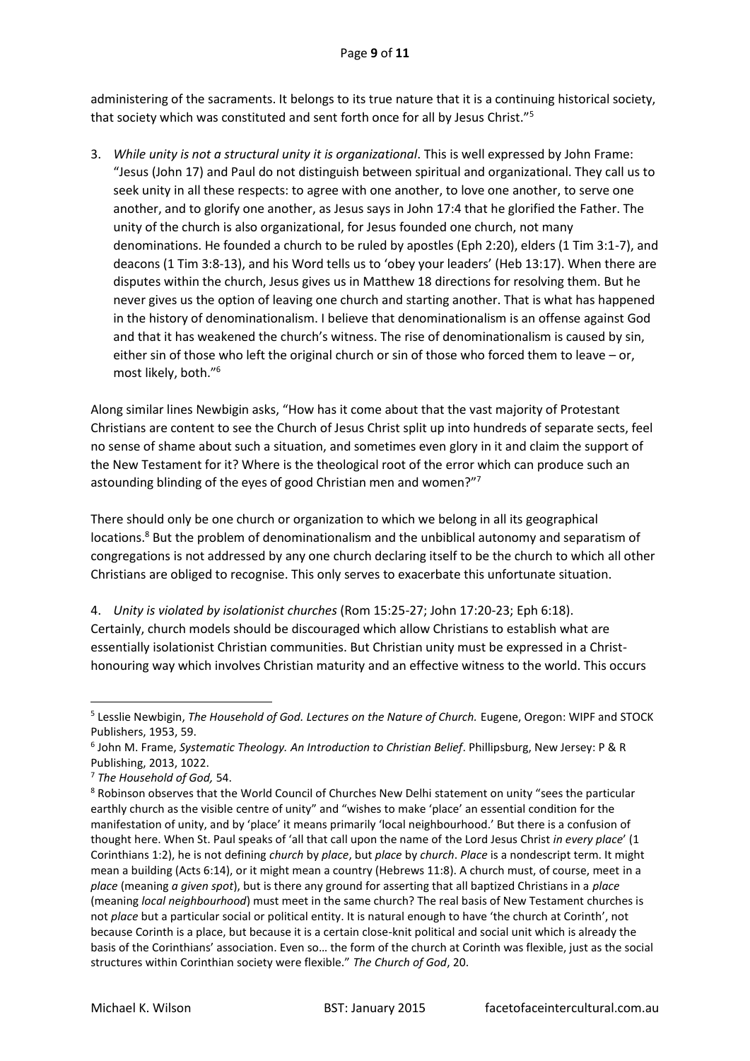administering of the sacraments. It belongs to its true nature that it is a continuing historical society, that society which was constituted and sent forth once for all by Jesus Christ."[5]

3. *While unity is not a structural unity it is organizational*. This is well expressed by John Frame: "Jesus (John 17) and Paul do not distinguish between spiritual and organizational. They call us to seek unity in all these respects: to agree with one another, to love one another, to serve one another, and to glorify one another, as Jesus says in John 17:4 that he glorified the Father. The unity of the church is also organizational, for Jesus founded one church, not many denominations. He founded a church to be ruled by apostles (Eph 2:20), elders (1 Tim 3:1-7), and deacons (1 Tim 3:8-13), and his Word tells us to 'obey your leaders' (Heb 13:17). When there are disputes within the church, Jesus gives us in Matthew 18 directions for resolving them. But he never gives us the option of leaving one church and starting another. That is what has happened in the history of denominationalism. I believe that denominationalism is an offense against God and that it has weakened the church's witness. The rise of denominationalism is caused by sin, either sin of those who left the original church or sin of those who forced them to leave – or, most likely, both."[6]

Along similar lines Newbigin asks, "How has it come about that the vast majority of Protestant Christians are content to see the Church of Jesus Christ split up into hundreds of separate sects, feel no sense of shame about such a situation, and sometimes even glory in it and claim the support of the New Testament for it? Where is the theological root of the error which can produce such an astounding blinding of the eyes of good Christian men and women?"[7]

There should only be one church or organization to which we belong in all its geographical locations.[8] But the problem of denominationalism and the unbiblical autonomy and separatism of congregations is not addressed by any one church declaring itself to be the church to which all other Christians are obliged to recognise. This only serves to exacerbate this unfortunate situation.

4. *Unity is violated by isolationist churches* (Rom 15:25-27; John 17:20-23; Eph 6:18). Certainly, church models should be discouraged which allow Christians to establish what are essentially isolationist Christian communities. But Christian unity must be expressed in a Christ-honouring way which involves Christian maturity and an effective witness to the world. This occurs

---

[5] Lesslie Newbigin, *The Household of God. Lectures on the Nature of Church.* Eugene, Oregon: WIPF and STOCK Publishers, 1953, 59.

[6] John M. Frame, *Systematic Theology. An Introduction to Christian Belief*. Phillipsburg, New Jersey: P & R Publishing, 2013, 1022.

[7] *The Household of God,* 54.

[8] Robinson observes that the World Council of Churches New Delhi statement on unity "sees the particular earthly church as the visible centre of unity" and "wishes to make 'place' an essential condition for the manifestation of unity, and by 'place' it means primarily 'local neighbourhood.' But there is a confusion of thought here. When St. Paul speaks of 'all that call upon the name of the Lord Jesus Christ *in every place*' (1 Corinthians 1:2), he is not defining *church* by *place*, but *place* by *church*. *Place* is a nondescript term. It might mean a building (Acts 6:14), or it might mean a country (Hebrews 11:8). A church must, of course, meet in a *place* (meaning *a given spot*), but is there any ground for asserting that all baptized Christians in a *place* (meaning *local neighbourhood*) must meet in the same church? The real basis of New Testament churches is not *place* but a particular social or political entity. It is natural enough to have 'the church at Corinth', not because Corinth is a place, but because it is a certain close-knit political and social unit which is already the basis of the Corinthians' association. Even so… the form of the church at Corinth was flexible, just as the social structures within Corinthian society were flexible." *The Church of God*, 20.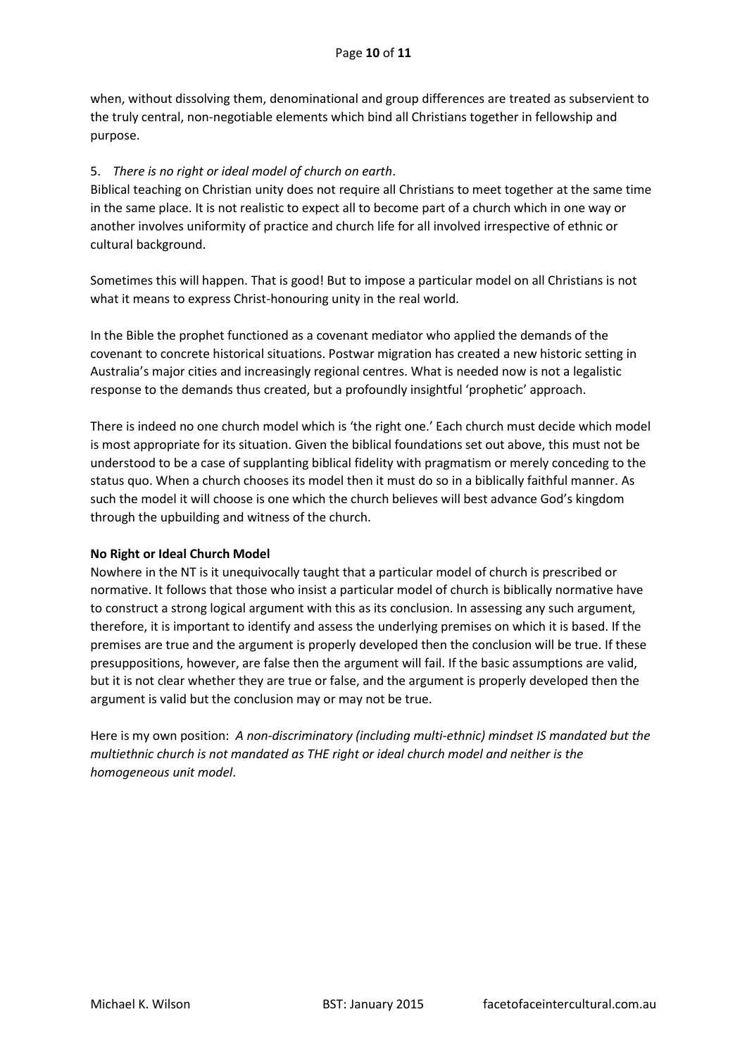when, without dissolving them, denominational and group differences are treated as subservient to the truly central, non-negotiable elements which bind all Christians together in fellowship and purpose.

5. *There is no right or ideal model of church on earth*.

Biblical teaching on Christian unity does not require all Christians to meet together at the same time in the same place. It is not realistic to expect all to become part of a church which in one way or another involves uniformity of practice and church life for all involved irrespective of ethnic or cultural background.

Sometimes this will happen. That is good! But to impose a particular model on all Christians is not what it means to express Christ-honouring unity in the real world.

In the Bible the prophet functioned as a covenant mediator who applied the demands of the covenant to concrete historical situations. Postwar migration has created a new historic setting in Australia's major cities and increasingly regional centres. What is needed now is not a legalistic response to the demands thus created, but a profoundly insightful 'prophetic' approach.

There is indeed no one church model which is 'the right one.' Each church must decide which model is most appropriate for its situation. Given the biblical foundations set out above, this must not be understood to be a case of supplanting biblical fidelity with pragmatism or merely conceding to the status quo. When a church chooses its model then it must do so in a biblically faithful manner. As such the model it will choose is one which the church believes will best advance God's kingdom through the upbuilding and witness of the church.

**No Right or Ideal Church Model**

Nowhere in the NT is it unequivocally taught that a particular model of church is prescribed or normative. It follows that those who insist a particular model of church is biblically normative have to construct a strong logical argument with this as its conclusion. In assessing any such argument, therefore, it is important to identify and assess the underlying premises on which it is based. If the premises are true and the argument is properly developed then the conclusion will be true. If these presuppositions, however, are false then the argument will fail. If the basic assumptions are valid, but it is not clear whether they are true or false, and the argument is properly developed then the argument is valid but the conclusion may or may not be true.

Here is my own position: *A non-discriminatory (including multi-ethnic) mindset IS mandated but the multiethnic church is not mandated as THE right or ideal church model and neither is the homogeneous unit model*.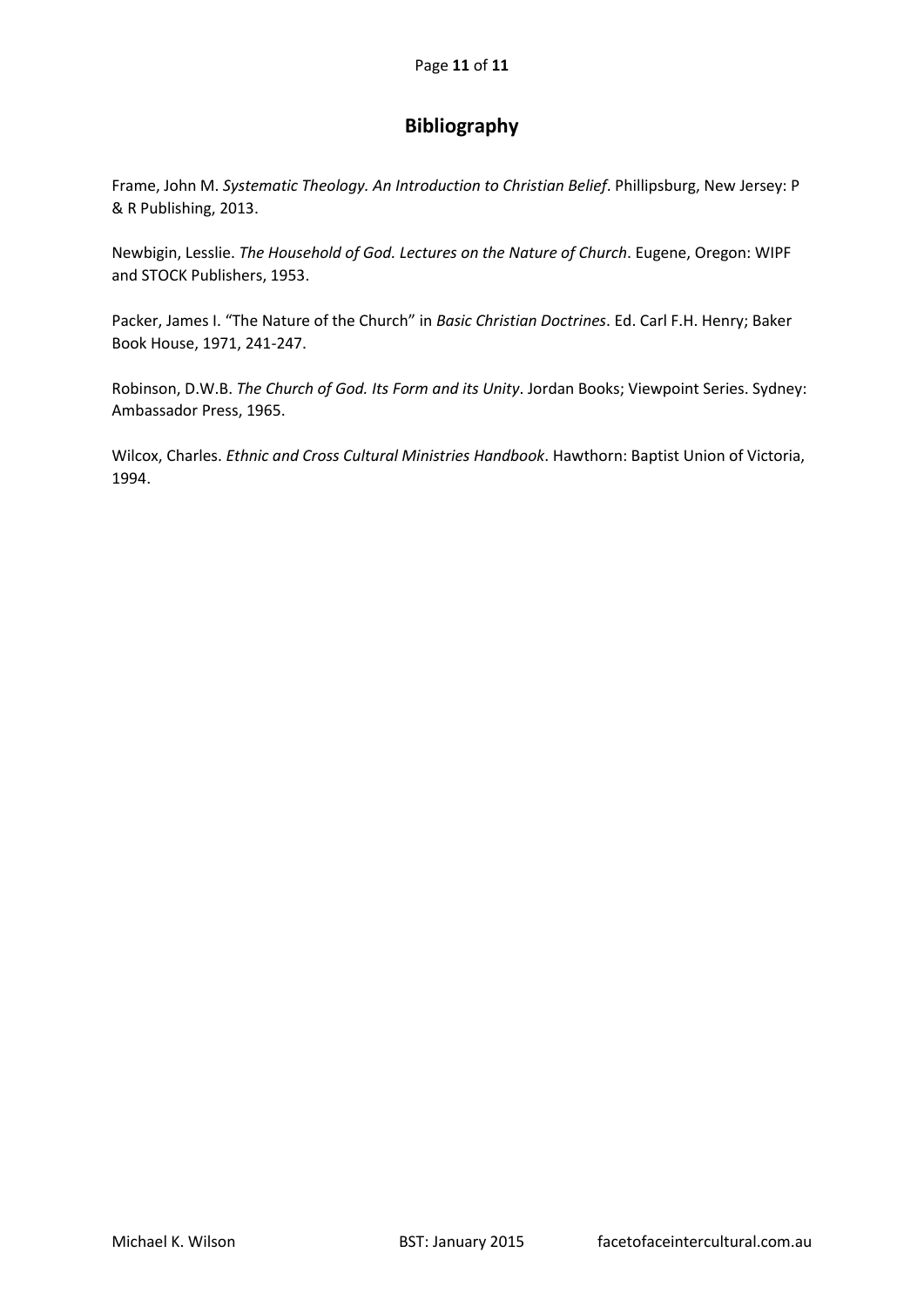## Bibliography

Frame, John M. *Systematic Theology. An Introduction to Christian Belief*. Phillipsburg, New Jersey: P & R Publishing, 2013.

Newbigin, Lesslie. *The Household of God. Lectures on the Nature of Church*. Eugene, Oregon: WIPF and STOCK Publishers, 1953.

Packer, James I. "The Nature of the Church" in *Basic Christian Doctrines*. Ed. Carl F.H. Henry; Baker Book House, 1971, 241-247.

Robinson, D.W.B. *The Church of God. Its Form and its Unity*. Jordan Books; Viewpoint Series. Sydney: Ambassador Press, 1965.

Wilcox, Charles. *Ethnic and Cross Cultural Ministries Handbook*. Hawthorn: Baptist Union of Victoria, 1994.